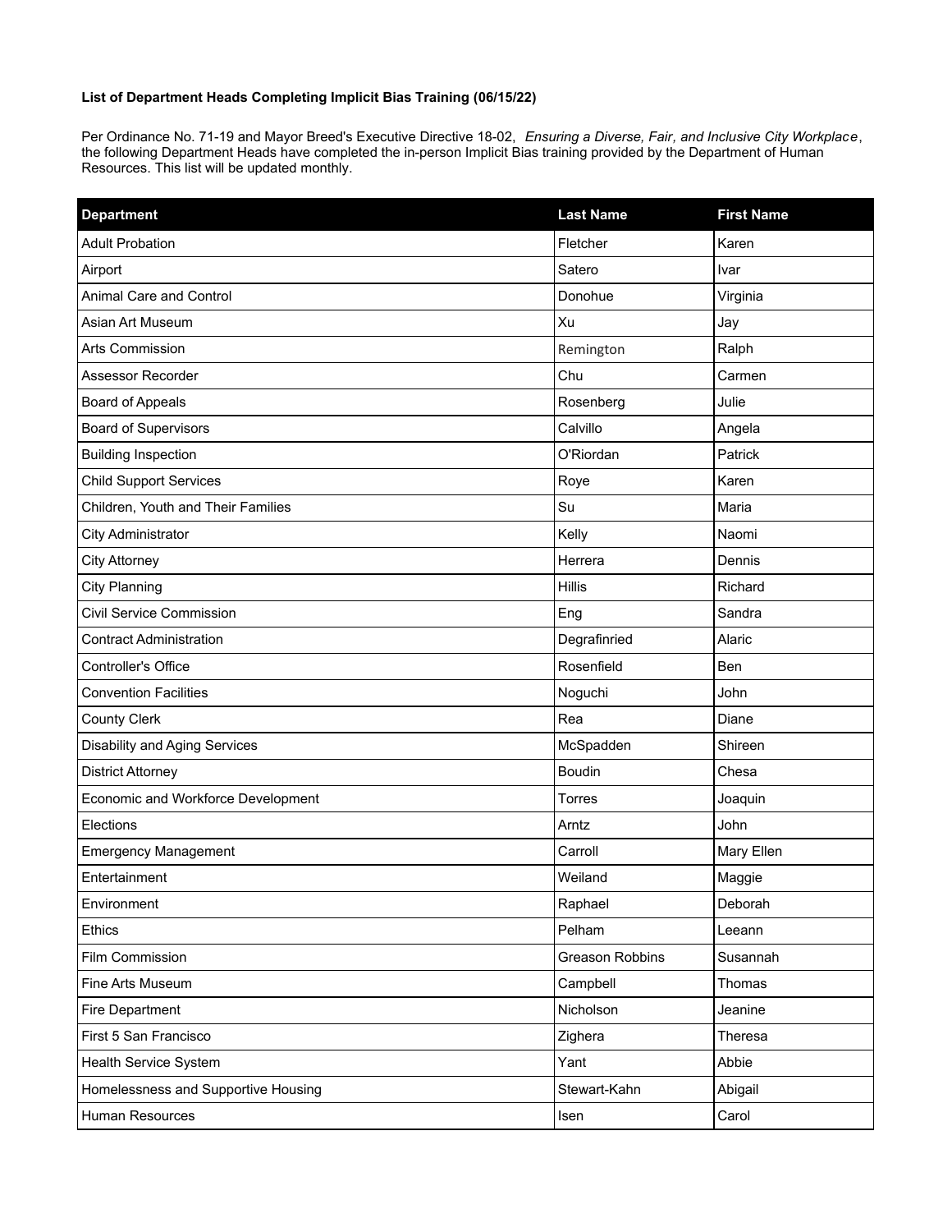**List of Department Heads Completing Implicit Bias Training (06/15/22)**

Per Ordinance No. 71-19 and Mayor Breed's Executive Directive 18-02, *Ensuring a Diverse, Fair, and Inclusive City Workplace*, the following Department Heads have completed the in-person Implicit Bias training provided by the Department of Human Resources. This list will be updated monthly.

| Department | Last Name | First Name |
|---|---|---|
| Adult Probation | Fletcher | Karen |
| Airport | Satero | Ivar |
| Animal Care and Control | Donohue | Virginia |
| Asian Art Museum | Xu | Jay |
| Arts Commission | Remington | Ralph |
| Assessor Recorder | Chu | Carmen |
| Board of Appeals | Rosenberg | Julie |
| Board of Supervisors | Calvillo | Angela |
| Building Inspection | O'Riordan | Patrick |
| Child Support Services | Roye | Karen |
| Children, Youth and Their Families | Su | Maria |
| City Administrator | Kelly | Naomi |
| City Attorney | Herrera | Dennis |
| City Planning | Hillis | Richard |
| Civil Service Commission | Eng | Sandra |
| Contract Administration | Degrafinried | Alaric |
| Controller's Office | Rosenfield | Ben |
| Convention Facilities | Noguchi | John |
| County Clerk | Rea | Diane |
| Disability and Aging Services | McSpadden | Shireen |
| District Attorney | Boudin | Chesa |
| Economic and Workforce Development | Torres | Joaquin |
| Elections | Arntz | John |
| Emergency Management | Carroll | Mary Ellen |
| Entertainment | Weiland | Maggie |
| Environment | Raphael | Deborah |
| Ethics | Pelham | Leeann |
| Film Commission | Greason Robbins | Susannah |
| Fine Arts Museum | Campbell | Thomas |
| Fire Department | Nicholson | Jeanine |
| First 5 San Francisco | Zighera | Theresa |
| Health Service System | Yant | Abbie |
| Homelessness and Supportive Housing | Stewart-Kahn | Abigail |
| Human Resources | Isen | Carol |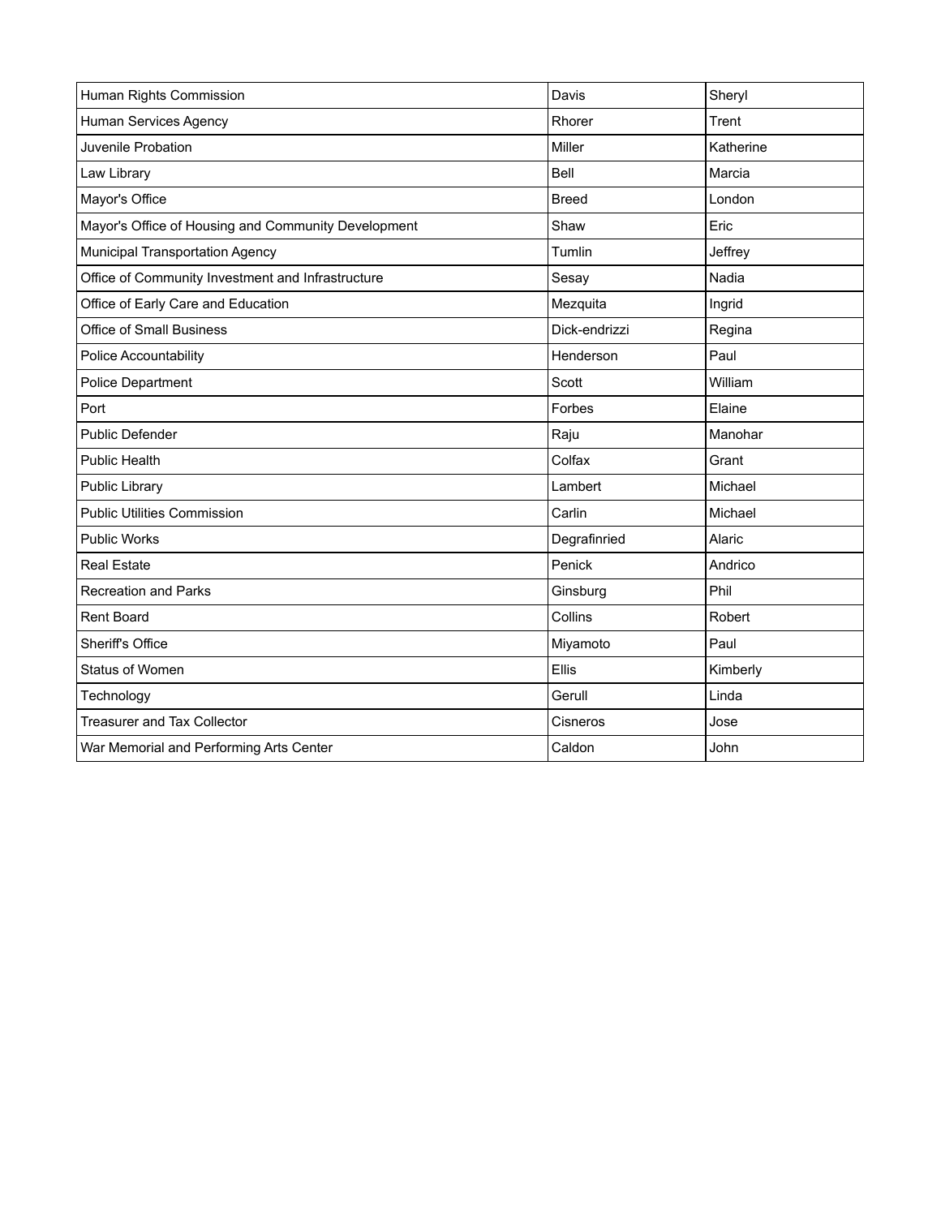| | | |
|---|---|---|
| Human Rights Commission | Davis | Sheryl |
| Human Services Agency | Rhorer | Trent |
| Juvenile Probation | Miller | Katherine |
| Law Library | Bell | Marcia |
| Mayor's Office | Breed | London |
| Mayor's Office of Housing and Community Development | Shaw | Eric |
| Municipal Transportation Agency | Tumlin | Jeffrey |
| Office of Community Investment and Infrastructure | Sesay | Nadia |
| Office of Early Care and Education | Mezquita | Ingrid |
| Office of Small Business | Dick-endrizzi | Regina |
| Police Accountability | Henderson | Paul |
| Police Department | Scott | William |
| Port | Forbes | Elaine |
| Public Defender | Raju | Manohar |
| Public Health | Colfax | Grant |
| Public Library | Lambert | Michael |
| Public Utilities Commission | Carlin | Michael |
| Public Works | Degrafinried | Alaric |
| Real Estate | Penick | Andrico |
| Recreation and Parks | Ginsburg | Phil |
| Rent Board | Collins | Robert |
| Sheriff's Office | Miyamoto | Paul |
| Status of Women | Ellis | Kimberly |
| Technology | Gerull | Linda |
| Treasurer and Tax Collector | Cisneros | Jose |
| War Memorial and Performing Arts Center | Caldon | John |